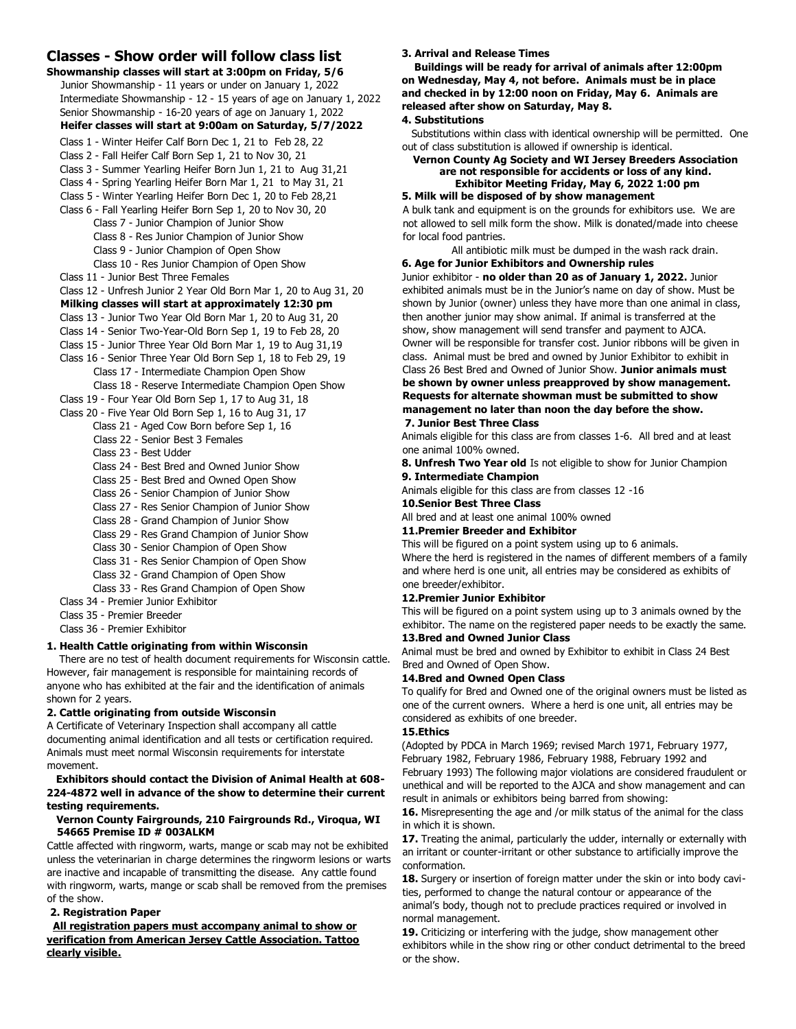## Classes - Show order will follow class list

**Showmanship classes will start at 3:00pm on Friday, 5/6**

Junior Showmanship - 11 years or under on January 1, 2022
Intermediate Showmanship - 12 - 15 years of age on January 1, 2022
Senior Showmanship - 16-20 years of age on January 1, 2022

**Heifer classes will start at 9:00am on Saturday, 5/7/2022**

Class 1 - Winter Heifer Calf Born Dec 1, 21 to Feb 28, 22
Class 2 - Fall Heifer Calf Born Sep 1, 21 to Nov 30, 21
Class 3 - Summer Yearling Heifer Born Jun 1, 21 to Aug 31,21
Class 4 - Spring Yearling Heifer Born Mar 1, 21 to May 31, 21
Class 5 - Winter Yearling Heifer Born Dec 1, 20 to Feb 28,21
Class 6 - Fall Yearling Heifer Born Sep 1, 20 to Nov 30, 20
Class 7 - Junior Champion of Junior Show
Class 8 - Res Junior Champion of Junior Show
Class 9 - Junior Champion of Open Show
Class 10 - Res Junior Champion of Open Show
Class 11 - Junior Best Three Females
Class 12 - Unfresh Junior 2 Year Old Born Mar 1, 20 to Aug 31, 20

**Milking classes will start at approximately 12:30 pm**

Class 13 - Junior Two Year Old Born Mar 1, 20 to Aug 31, 20
Class 14 - Senior Two-Year-Old Born Sep 1, 19 to Feb 28, 20
Class 15 - Junior Three Year Old Born Mar 1, 19 to Aug 31,19
Class 16 - Senior Three Year Old Born Sep 1, 18 to Feb 29, 19
Class 17 - Intermediate Champion Open Show
Class 18 - Reserve Intermediate Champion Open Show
Class 19 - Four Year Old Born Sep 1, 17 to Aug 31, 18
Class 20 - Five Year Old Born Sep 1, 16 to Aug 31, 17
Class 21 - Aged Cow Born before Sep 1, 16
Class 22 - Senior Best 3 Females
Class 23 - Best Udder
Class 24 - Best Bred and Owned Junior Show
Class 25 - Best Bred and Owned Open Show
Class 26 - Senior Champion of Junior Show
Class 27 - Res Senior Champion of Junior Show
Class 28 - Grand Champion of Junior Show
Class 29 - Res Grand Champion of Junior Show
Class 30 - Senior Champion of Open Show
Class 31 - Res Senior Champion of Open Show
Class 32 - Grand Champion of Open Show
Class 33 - Res Grand Champion of Open Show
Class 34 - Premier Junior Exhibitor
Class 35 - Premier Breeder
Class 36 - Premier Exhibitor

**1. Health Cattle originating from within Wisconsin**

There are no test of health document requirements for Wisconsin cattle. However, fair management is responsible for maintaining records of anyone who has exhibited at the fair and the identification of animals shown for 2 years.

**2. Cattle originating from outside Wisconsin**

A Certificate of Veterinary Inspection shall accompany all cattle documenting animal identification and all tests or certification required. Animals must meet normal Wisconsin requirements for interstate movement.

**Exhibitors should contact the Division of Animal Health at 608-224-4872 well in advance of the show to determine their current testing requirements.**

**Vernon County Fairgrounds, 210 Fairgrounds Rd., Viroqua, WI 54665 Premise ID # 003ALKM**

Cattle affected with ringworm, warts, mange or scab may not be exhibited unless the veterinarian in charge determines the ringworm lesions or warts are inactive and incapable of transmitting the disease. Any cattle found with ringworm, warts, mange or scab shall be removed from the premises of the show.

**2. Registration Paper**

**<u>All registration papers must accompany animal to show or verification from American Jersey Cattle Association. Tattoo clearly visible.</u>**

**3. Arrival and Release Times**

**Buildings will be ready for arrival of animals after 12:00pm on Wednesday, May 4, not before. Animals must be in place and checked in by 12:00 noon on Friday, May 6. Animals are released after show on Saturday, May 8.**

**4. Substitutions**

Substitutions within class with identical ownership will be permitted. One out of class substitution is allowed if ownership is identical.

**Vernon County Ag Society and WI Jersey Breeders Association are not responsible for accidents or loss of any kind.**

**Exhibitor Meeting Friday, May 6, 2022 1:00 pm**

**5. Milk will be disposed of by show management**

A bulk tank and equipment is on the grounds for exhibitors use. We are not allowed to sell milk form the show. Milk is donated/made into cheese for local food pantries.

All antibiotic milk must be dumped in the wash rack drain.

**6. Age for Junior Exhibitors and Ownership rules**

Junior exhibitor - **no older than 20 as of January 1, 2022.** Junior exhibited animals must be in the Junior's name on day of show. Must be shown by Junior (owner) unless they have more than one animal in class, then another junior may show animal. If animal is transferred at the show, show management will send transfer and payment to AJCA. Owner will be responsible for transfer cost. Junior ribbons will be given in class. Animal must be bred and owned by Junior Exhibitor to exhibit in Class 26 Best Bred and Owned of Junior Show. **Junior animals must be shown by owner unless preapproved by show management. Requests for alternate showman must be submitted to show management no later than noon the day before the show.**

**7. Junior Best Three Class**

Animals eligible for this class are from classes 1-6. All bred and at least one animal 100% owned.

**8. Unfresh Two Year old** Is not eligible to show for Junior Champion

**9. Intermediate Champion**

Animals eligible for this class are from classes 12 -16

**10.Senior Best Three Class**

All bred and at least one animal 100% owned

**11.Premier Breeder and Exhibitor**

This will be figured on a point system using up to 6 animals.
Where the herd is registered in the names of different members of a family and where herd is one unit, all entries may be considered as exhibits of one breeder/exhibitor.

**12.Premier Junior Exhibitor**

This will be figured on a point system using up to 3 animals owned by the exhibitor. The name on the registered paper needs to be exactly the same.

**13.Bred and Owned Junior Class**

Animal must be bred and owned by Exhibitor to exhibit in Class 24 Best Bred and Owned of Open Show.

**14.Bred and Owned Open Class**

To qualify for Bred and Owned one of the original owners must be listed as one of the current owners. Where a herd is one unit, all entries may be considered as exhibits of one breeder.

**15.Ethics**

(Adopted by PDCA in March 1969; revised March 1971, February 1977, February 1982, February 1986, February 1988, February 1992 and February 1993) The following major violations are considered fraudulent or unethical and will be reported to the AJCA and show management and can result in animals or exhibitors being barred from showing:

**16.** Misrepresenting the age and /or milk status of the animal for the class in which it is shown.

**17.** Treating the animal, particularly the udder, internally or externally with an irritant or counter-irritant or other substance to artificially improve the conformation.

**18.** Surgery or insertion of foreign matter under the skin or into body cavities, performed to change the natural contour or appearance of the animal's body, though not to preclude practices required or involved in normal management.

**19.** Criticizing or interfering with the judge, show management other exhibitors while in the show ring or other conduct detrimental to the breed or the show.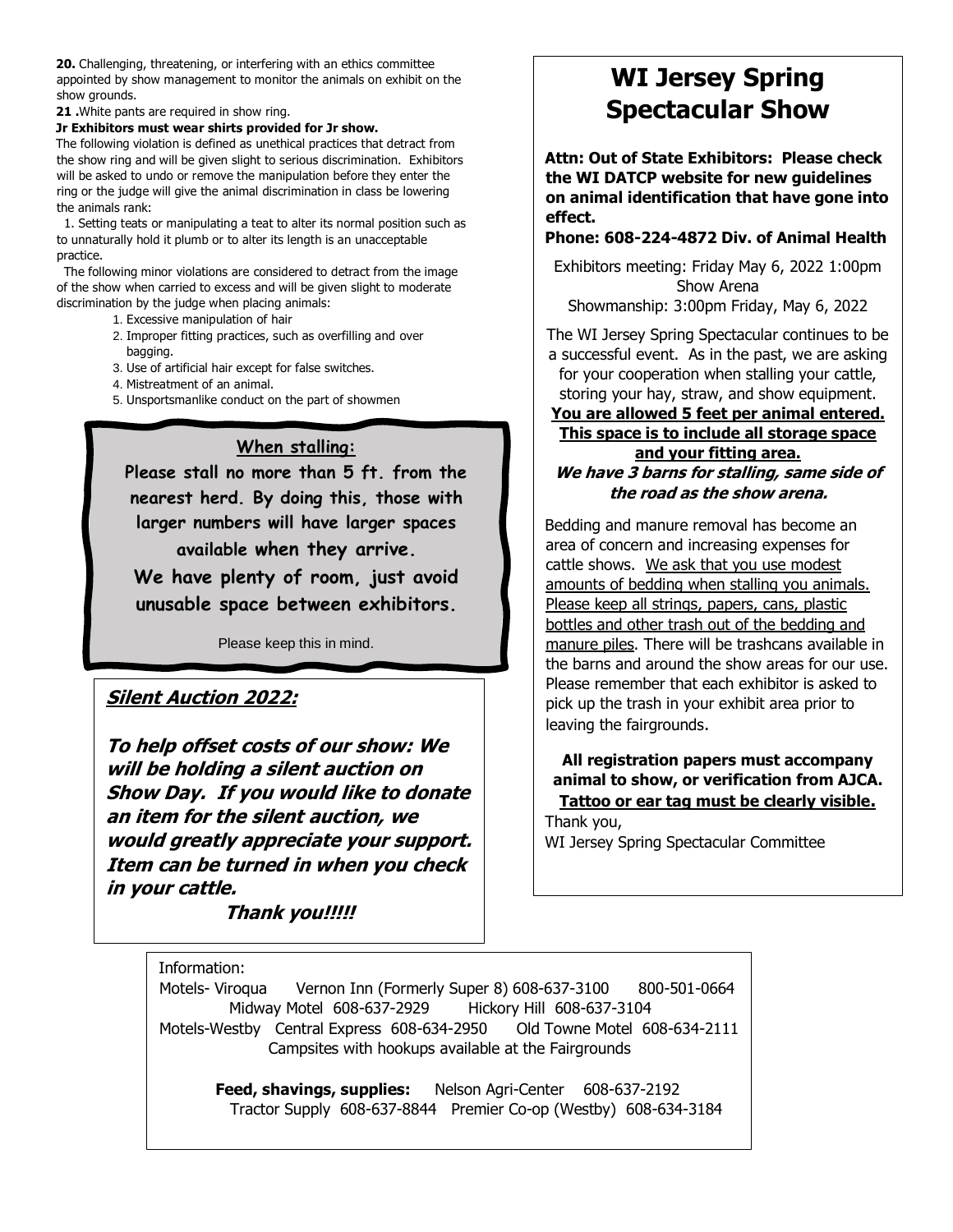**20.** Challenging, threatening, or interfering with an ethics committee appointed by show management to monitor the animals on exhibit on the show grounds.

**21 .**White pants are required in show ring.

**Jr Exhibitors must wear shirts provided for Jr show.**

The following violation is defined as unethical practices that detract from the show ring and will be given slight to serious discrimination. Exhibitors will be asked to undo or remove the manipulation before they enter the ring or the judge will give the animal discrimination in class be lowering the animals rank:

1. Setting teats or manipulating a teat to alter its normal position such as to unnaturally hold it plumb or to alter its length is an unacceptable practice.

The following minor violations are considered to detract from the image of the show when carried to excess and will be given slight to moderate discrimination by the judge when placing animals:

1. Excessive manipulation of hair
2. Improper fitting practices, such as overfilling and over bagging.
3. Use of artificial hair except for false switches.
4. Mistreatment of an animal.
5. Unsportsmanlike conduct on the part of showmen

**When stalling:**

**Please stall no more than 5 ft. from the nearest herd. By doing this, those with larger numbers will have larger spaces available when they arrive.**

**We have plenty of room, just avoid unusable space between exhibitors.**

Please keep this in mind.

***Silent Auction 2022:***

***To help offset costs of our show: We will be holding a silent auction on Show Day. If you would like to donate an item for the silent auction, we would greatly appreciate your support. Item can be turned in when you check in your cattle.***

***Thank you!!!!!***

# WI Jersey Spring Spectacular Show

**Attn: Out of State Exhibitors: Please check the WI DATCP website for new guidelines on animal identification that have gone into effect.**

**Phone: 608-224-4872 Div. of Animal Health**

Exhibitors meeting: Friday May 6, 2022 1:00pm
Show Arena
Showmanship: 3:00pm Friday, May 6, 2022

The WI Jersey Spring Spectacular continues to be a successful event. As in the past, we are asking for your cooperation when stalling your cattle, storing your hay, straw, and show equipment. **You are allowed 5 feet per animal entered. This space is to include all storage space and your fitting area.**

***We have 3 barns for stalling, same side of the road as the show arena.***

Bedding and manure removal has become an area of concern and increasing expenses for cattle shows. We ask that you use modest amounts of bedding when stalling you animals. Please keep all strings, papers, cans, plastic bottles and other trash out of the bedding and manure piles. There will be trashcans available in the barns and around the show areas for our use. Please remember that each exhibitor is asked to pick up the trash in your exhibit area prior to leaving the fairgrounds.

**All registration papers must accompany animal to show, or verification from AJCA. Tattoo or ear tag must be clearly visible.**

Thank you,
WI Jersey Spring Spectacular Committee

Information:

Motels- Viroqua Vernon Inn (Formerly Super 8) 608-637-3100 800-501-0664
Midway Motel 608-637-2929 Hickory Hill 608-637-3104
Motels-Westby Central Express 608-634-2950 Old Towne Motel 608-634-2111
Campsites with hookups available at the Fairgrounds

**Feed, shavings, supplies:** Nelson Agri-Center 608-637-2192
Tractor Supply 608-637-8844 Premier Co-op (Westby) 608-634-3184